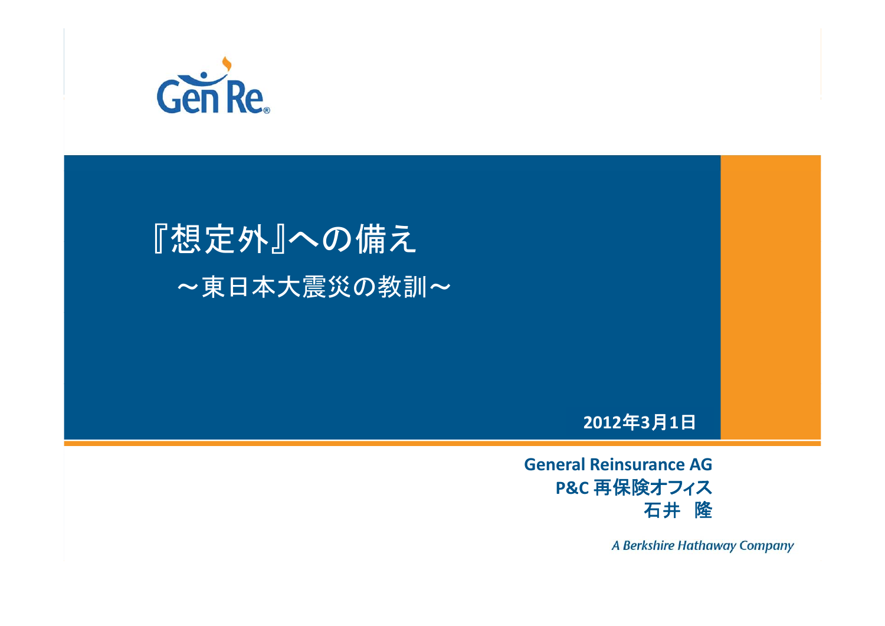Gen Re

# 『想定外』への備え

## ～東日本大震災の教訓～

**2012年3月1日**

**General Reinsurance AG**
**P&C 再保険オフィス**
**石井　隆**

*A Berkshire Hathaway Company*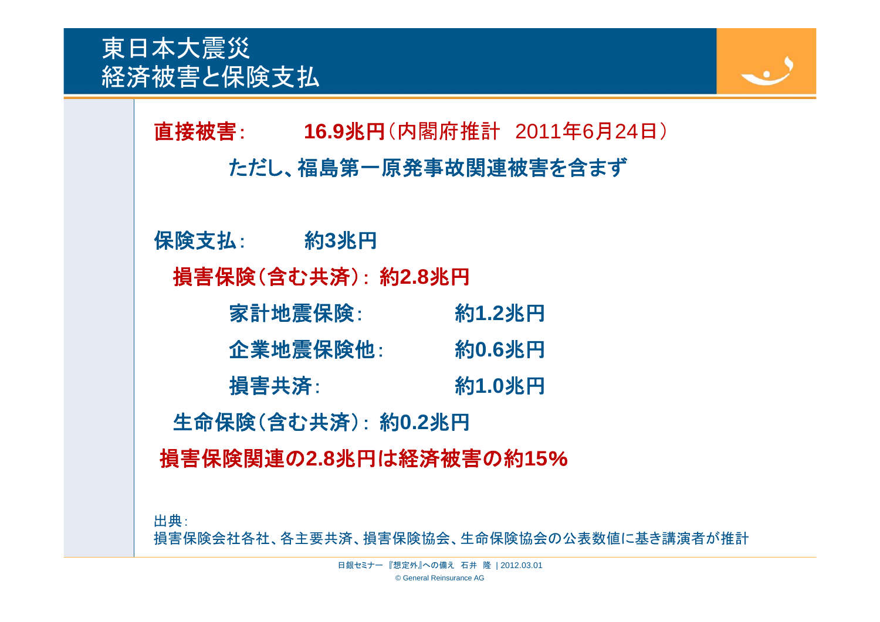# 東日本大震災
# 経済被害と保険支払

**直接被害**:　　**16.9兆円**（内閣府推計　2011年6月24日）

**ただし、福島第一原発事故関連被害を含まず**

**保険支払**:　　**約3兆円**

**損害保険（含む共済）: 約2.8兆円**

| | |
|---|---|
| **家計地震保険**: | **約1.2兆円** |
| **企業地震保険他**: | **約0.6兆円** |
| **損害共済**: | **約1.0兆円** |

**生命保険（含む共済）: 約0.2兆円**

**損害保険関連の2.8兆円は経済被害の約15%**

出典:
損害保険会社各社、各主要共済、損害保険協会、生命保険協会の公表数値に基き講演者が推計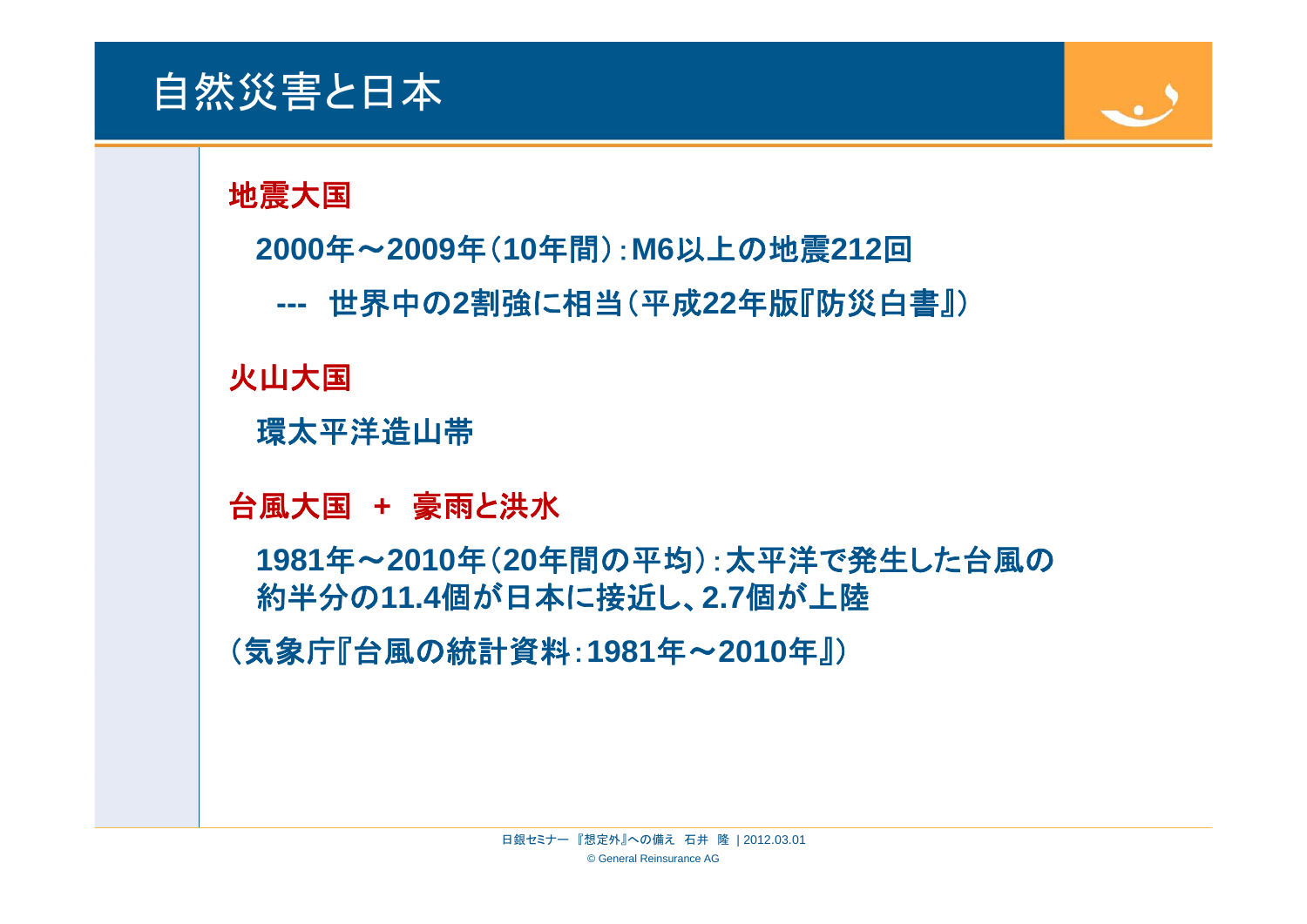# 自然災害と日本

## 地震大国

2000年～2009年（10年間）：M6以上の地震212回

--- 世界中の2割強に相当（平成22年版『防災白書』）

## 火山大国

環太平洋造山帯

## 台風大国 ＋ 豪雨と洪水

1981年～2010年（20年間の平均）：太平洋で発生した台風の約半分の11.4個が日本に接近し、2.7個が上陸

（気象庁『台風の統計資料：1981年～2010年』）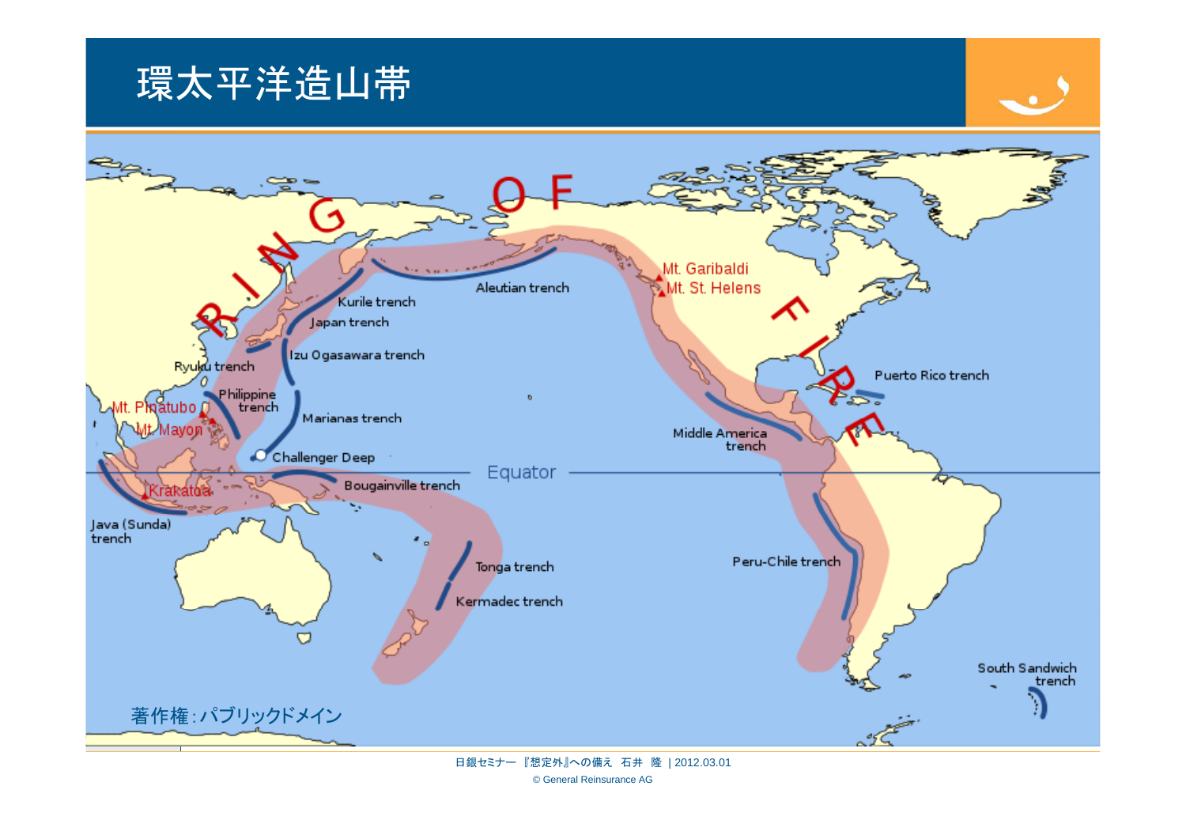# 環太平洋造山帯

RING OF FIRE

Mt. Garibaldi
Mt. St. Helens
Aleutian trench
Kurile trench
Japan trench
Izu Ogasawara trench
Ryukyu trench
Philippine trench
Mt. Pinatubo
Mt. Mayon
Marianas trench
Challenger Deep
Equator
Bougainville trench
Krakatoa
Java (Sunda) trench
Tonga trench
Kermadec trench
Puerto Rico trench
Middle America trench
Peru-Chile trench
South Sandwich trench

著作権：パブリックドメイン

日銀セミナー 『想定外』への備え 石井 隆 | 2012.03.01

© General Reinsurance AG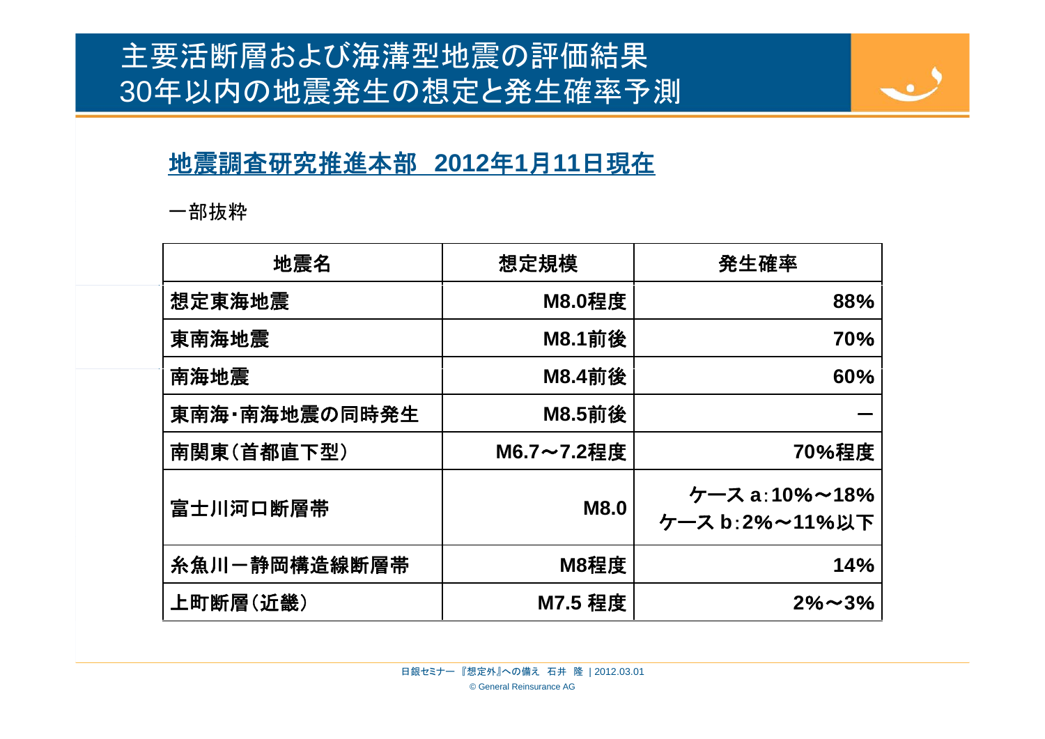# 主要活断層および海溝型地震の評価結果
# 30年以内の地震発生の想定と発生確率予測

## 地震調査研究推進本部　2012年1月11日現在

一部抜粋

| 地震名 | 想定規模 | 発生確率 |
| --- | --- | --- |
| 想定東海地震 | M8.0程度 | 88% |
| 東南海地震 | M8.1前後 | 70% |
| 南海地震 | M8.4前後 | 60% |
| 東南海・南海地震の同時発生 | M8.5前後 | ー |
| 南関東（首都直下型） | M6.7～7.2程度 | 70%程度 |
| 富士川河口断層帯 | M8.0 | ケース a：10%～18%<br>ケース b：2%～11%以下 |
| 糸魚川ー静岡構造線断層帯 | M8程度 | 14% |
| 上町断層（近畿） | M7.5 程度 | 2%～3% |

日銀セミナー『想定外』への備え　石井　隆 | 2012.03.01

© General Reinsurance AG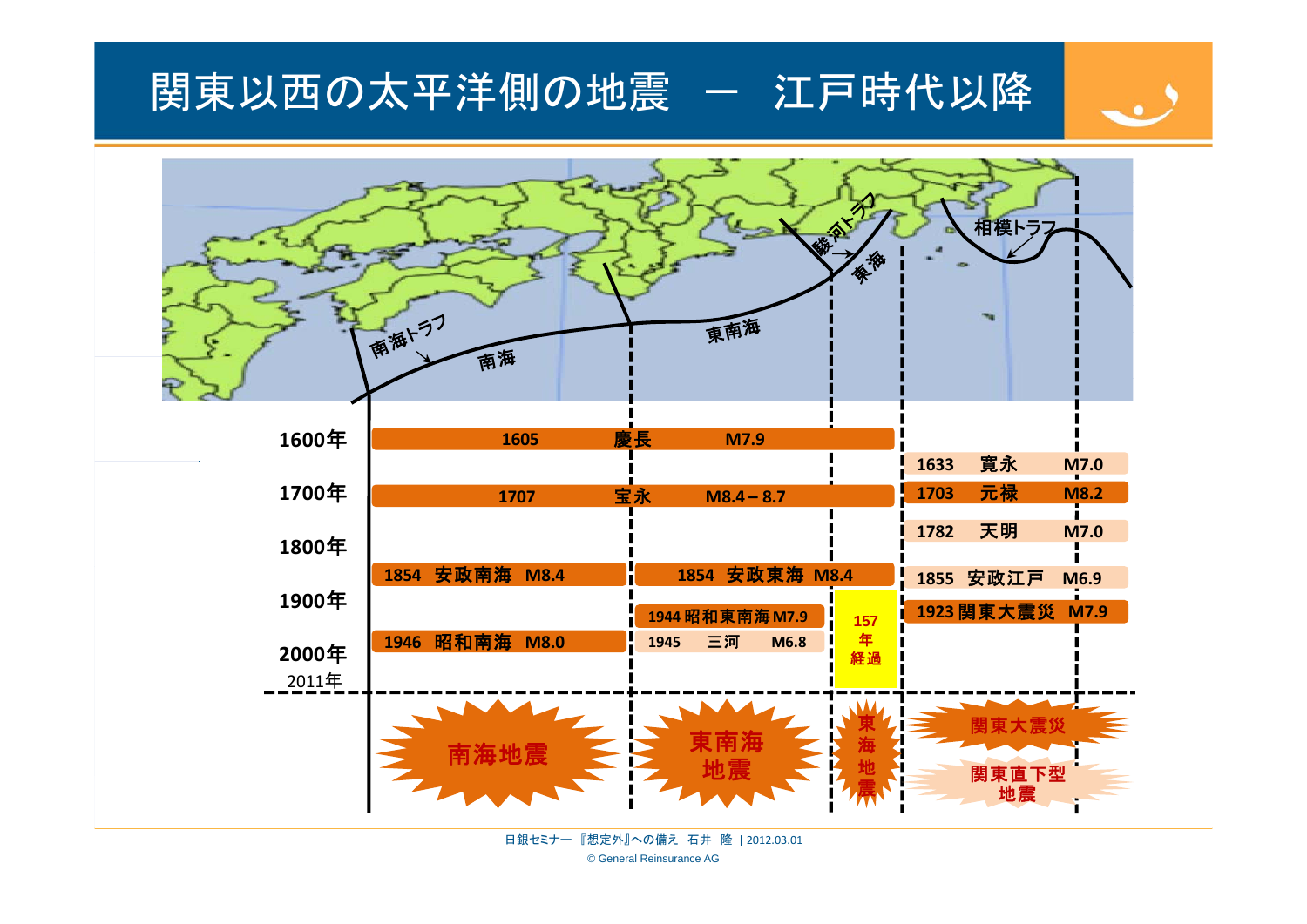# 関東以西の太平洋側の地震 ー 江戸時代以降

南海トラフ
南海
東南海
駿河トラフ
東海
相模トラフ

1600年
1700年
1800年
1900年
2000年
2011年

1605 慶長 M7.9

1707 宝永 M8.4 – 8.7

1854 安政南海 M8.4

1854 安政東海 M8.4

1944 昭和東南海 M7.9

1946 昭和南海 M8.0

1945 三河 M6.8

157年経過

1633 寛永 M7.0

1703 元禄 M8.2

1782 天明 M7.0

1855 安政江戸 M6.9

1923 関東大震災 M7.9

南海地震

東南海地震

東海地震

関東大震災

関東直下型地震

日銀セミナー 『想定外』への備え 石井 隆 | 2012.03.01

© General Reinsurance AG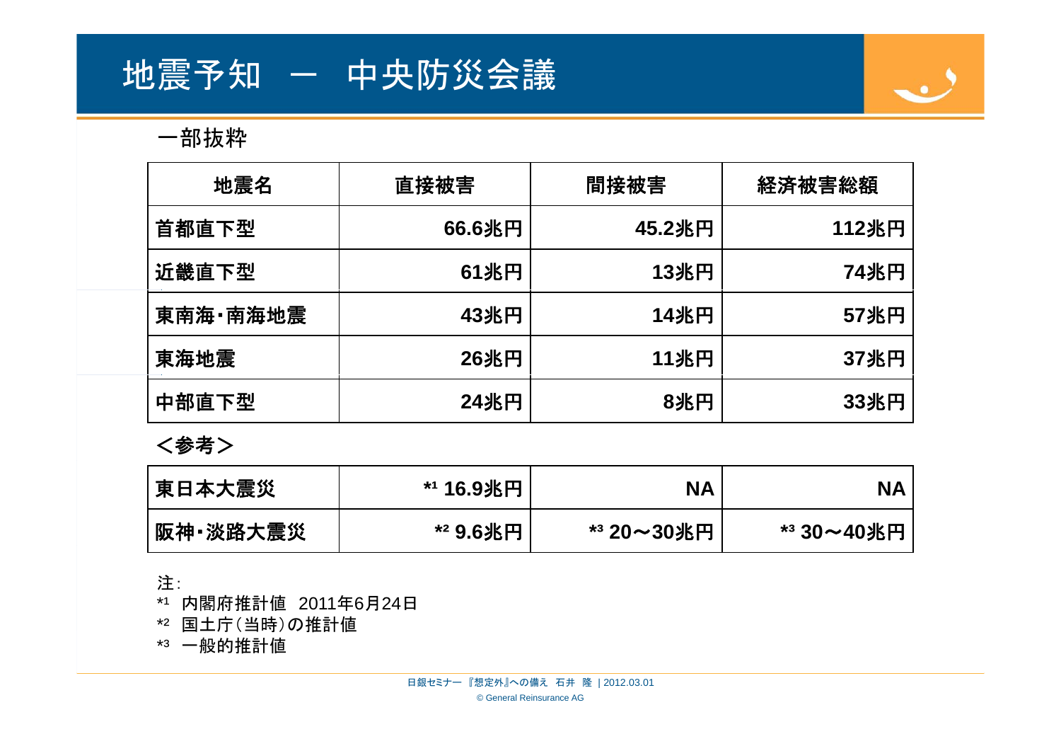# 地震予知 ー 中央防災会議

一部抜粋

| 地震名 | 直接被害 | 間接被害 | 経済被害総額 |
|---|---|---|---|
| 首都直下型 | 66.6兆円 | 45.2兆円 | 112兆円 |
| 近畿直下型 | 61兆円 | 13兆円 | 74兆円 |
| 東南海・南海地震 | 43兆円 | 14兆円 | 57兆円 |
| 東海地震 | 26兆円 | 11兆円 | 37兆円 |
| 中部直下型 | 24兆円 | 8兆円 | 33兆円 |

＜参考＞

| | | | |
|---|---|---|---|
| 東日本大震災 | *1 16.9兆円 | NA | NA |
| 阪神・淡路大震災 | *2 9.6兆円 | *3 20～30兆円 | *3 30～40兆円 |

注:
*1 内閣府推計値 2011年6月24日
*2 国土庁（当時）の推計値
*3 一般的推計値

日銀セミナー『想定外』への備え 石井 隆 | 2012.03.01
© General Reinsurance AG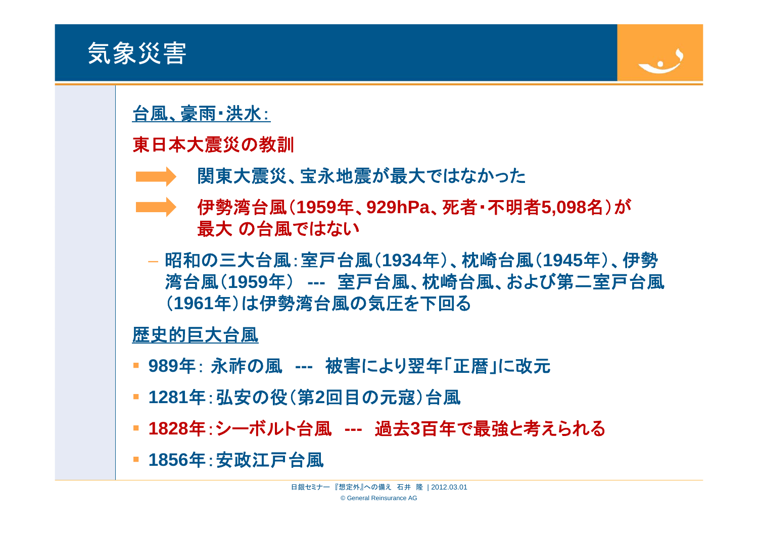# 気象災害

<u>台風、豪雨・洪水:</u>

**東日本大震災の教訓**

- **関東大震災、宝永地震が最大ではなかった**
- **伊勢湾台風(1959年、929hPa、死者・不明者5,098名)が最大 の台風ではない**
  - **昭和の三大台風:室戸台風(1934年)、枕崎台風(1945年)、伊勢湾台風(1959年) --- 室戸台風、枕崎台風、および第二室戸台風(1961年)は伊勢湾台風の気圧を下回る**

<u>歴史的巨大台風</u>

- **989年: 永祚の風 --- 被害により翌年「正暦」に改元**
- **1281年:弘安の役(第2回目の元寇)台風**
- **1828年:シーボルト台風 --- 過去3百年で最強と考えられる**
- **1856年:安政江戸台風**

日銀セミナー 『想定外』への備え 石井 隆 | 2012.03.01

© General Reinsurance AG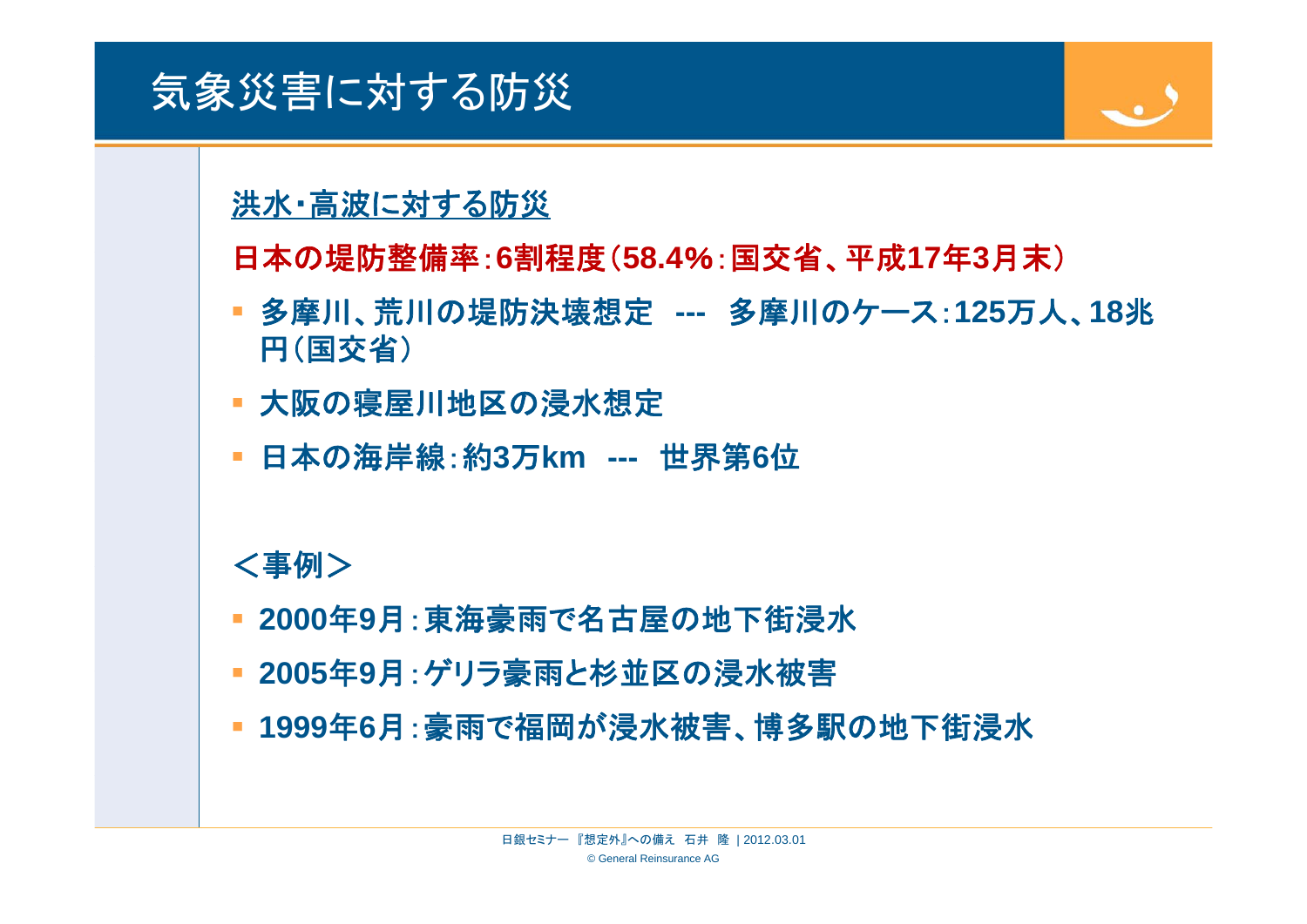# 気象災害に対する防災

## 洪水・高波に対する防災

**日本の堤防整備率:6割程度(58.4%:国交省、平成17年3月末)**

- **多摩川、荒川の堤防決壊想定 --- 多摩川のケース:125万人、18兆円(国交省)**
- **大阪の寝屋川地区の浸水想定**
- **日本の海岸線:約3万km --- 世界第6位**

**<事例>**

- **2000年9月:東海豪雨で名古屋の地下街浸水**
- **2005年9月:ゲリラ豪雨と杉並区の浸水被害**
- **1999年6月:豪雨で福岡が浸水被害、博多駅の地下街浸水**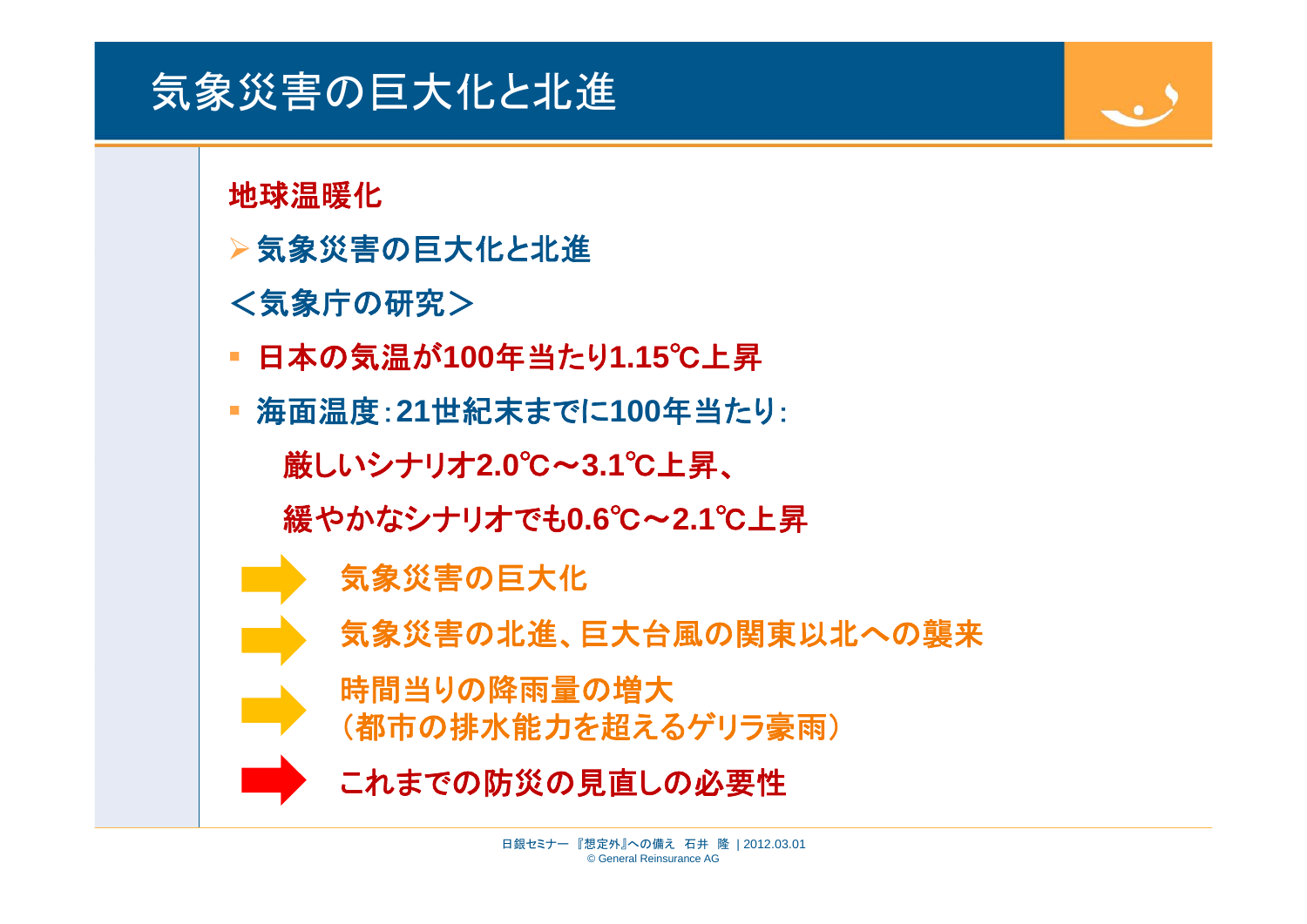# 気象災害の巨大化と北進

**地球温暖化**

- ➢ **気象災害の巨大化と北進**

**＜気象庁の研究＞**

- **日本の気温が100年当たり1.15℃上昇**
- **海面温度:21世紀末までに100年当たり:**

  **厳しいシナリオ2.0℃～3.1℃上昇、**

  **緩やかなシナリオでも0.6℃～2.1℃上昇**

➡ **気象災害の巨大化**

➡ **気象災害の北進、巨大台風の関東以北への襲来**

➡ **時間当りの降雨量の増大（都市の排水能力を超えるゲリラ豪雨）**

➡ **これまでの防災の見直しの必要性**

日銀セミナー『想定外』への備え　石井　隆 | 2012.03.01
© General Reinsurance AG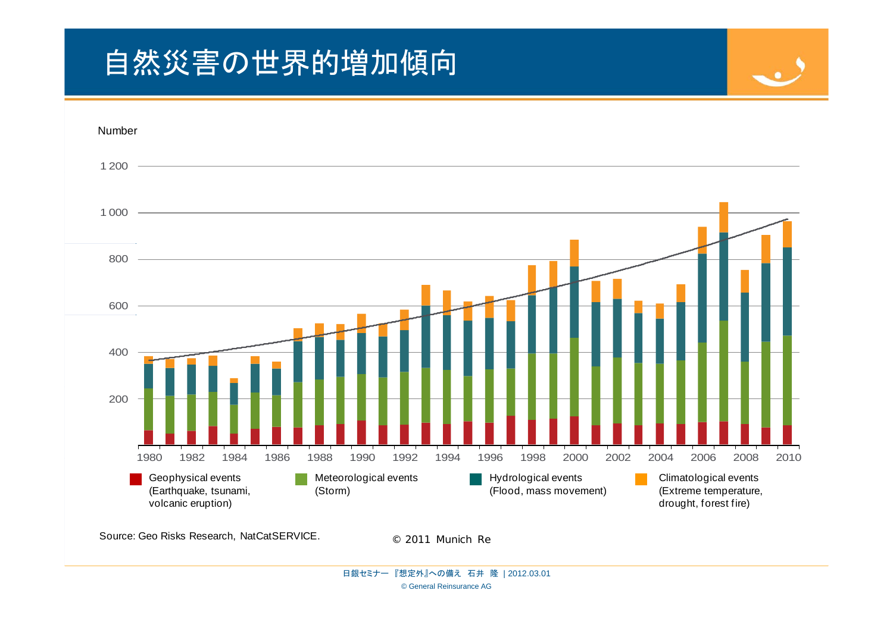# 自然災害の世界的増加傾向

Number

1 200
1 000
800
600
400
200

1980 1982 1984 1986 1988 1990 1992 1994 1996 1998 2000 2002 2004 2006 2008 2010

Geophysical events (Earthquake, tsunami, volcanic eruption)

Meteorological events (Storm)

Hydrological events (Flood, mass movement)

Climatological events (Extreme temperature, drought, forest fire)

Source: Geo Risks Research, NatCatSERVICE.

© 2011 Munich Re

日銀セミナー『想定外』への備え 石井 隆 | 2012.03.01

© General Reinsurance AG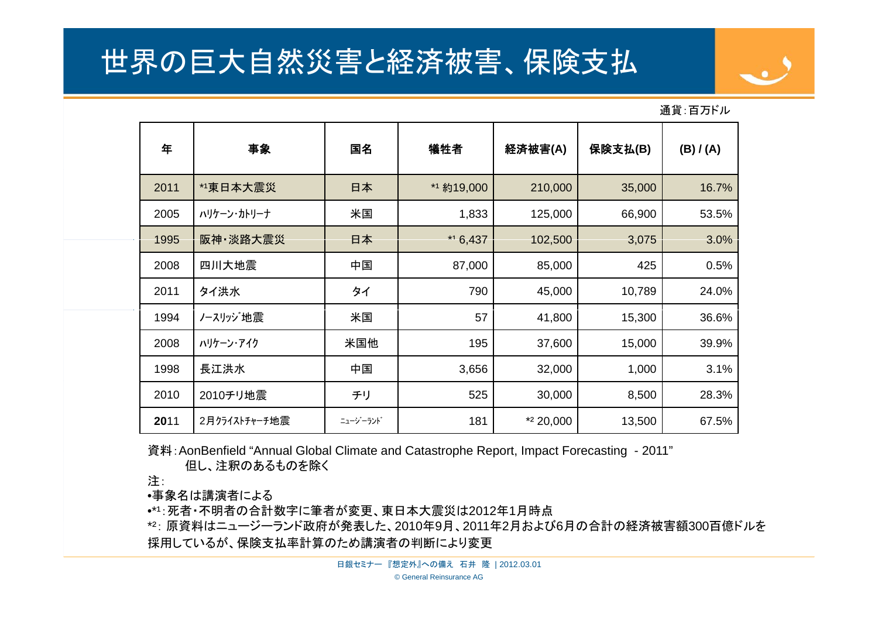# 世界の巨大自然災害と経済被害、保険支払

通貨：百万ドル

| 年 | 事象 | 国名 | 犠牲者 | 経済被害(A) | 保険支払(B) | (B) / (A) |
|---|---|---|---|---|---|---|
| 2011 | *1東日本大震災 | 日本 | *1 約19,000 | 210,000 | 35,000 | 16.7% |
| 2005 | ﾊﾘｹｰﾝ･ｶﾄﾘｰﾅ | 米国 | 1,833 | 125,000 | 66,900 | 53.5% |
| 1995 | 阪神・淡路大震災 | 日本 | *1 6,437 | 102,500 | 3,075 | 3.0% |
| 2008 | 四川大地震 | 中国 | 87,000 | 85,000 | 425 | 0.5% |
| 2011 | ﾀｲ洪水 | ﾀｲ | 790 | 45,000 | 10,789 | 24.0% |
| 1994 | ﾉｰｽﾘｯｼﾞ地震 | 米国 | 57 | 41,800 | 15,300 | 36.6% |
| 2008 | ﾊﾘｹｰﾝ･ｱｲｸ | 米国他 | 195 | 37,600 | 15,000 | 39.9% |
| 1998 | 長江洪水 | 中国 | 3,656 | 32,000 | 1,000 | 3.1% |
| 2010 | 2010ﾁﾘ地震 | ﾁﾘ | 525 | 30,000 | 8,500 | 28.3% |
| 2011 | 2月ｸﾗｲｽﾄﾁｬｰﾁ地震 | ﾆｭｰｼﾞｰﾗﾝﾄﾞ | 181 | *2 20,000 | 13,500 | 67.5% |

資料：AonBenfield “Annual Global Climate and Catastrophe Report, Impact Forecasting - 2011”
但し、注釈のあるものを除く

注：
•事象名は講演者による
•*1：死者・不明者の合計数字に筆者が変更、東日本大震災は2012年1月時点
*2：原資料はニュージーランド政府が発表した、2010年9月、2011年2月および6月の合計の経済被害額300百億ドルを採用しているが、保険支払率計算のため講演者の判断により変更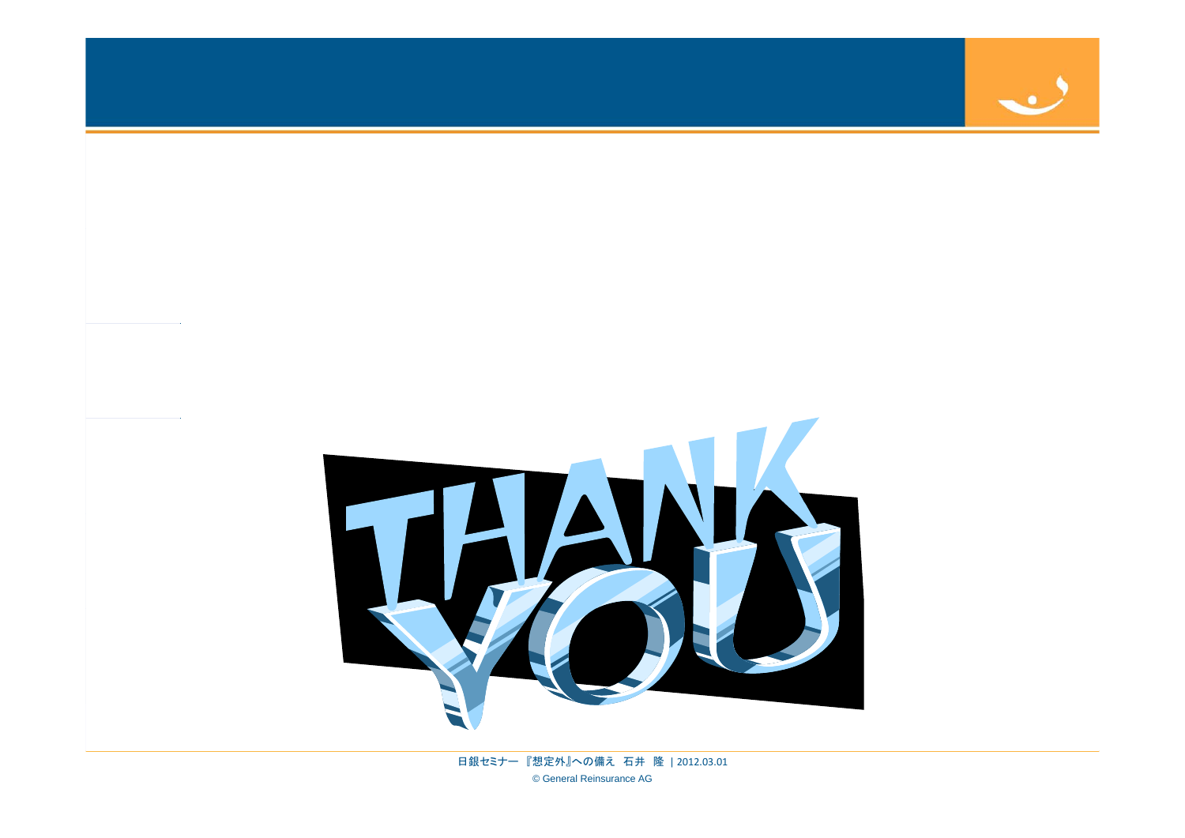THANK YOU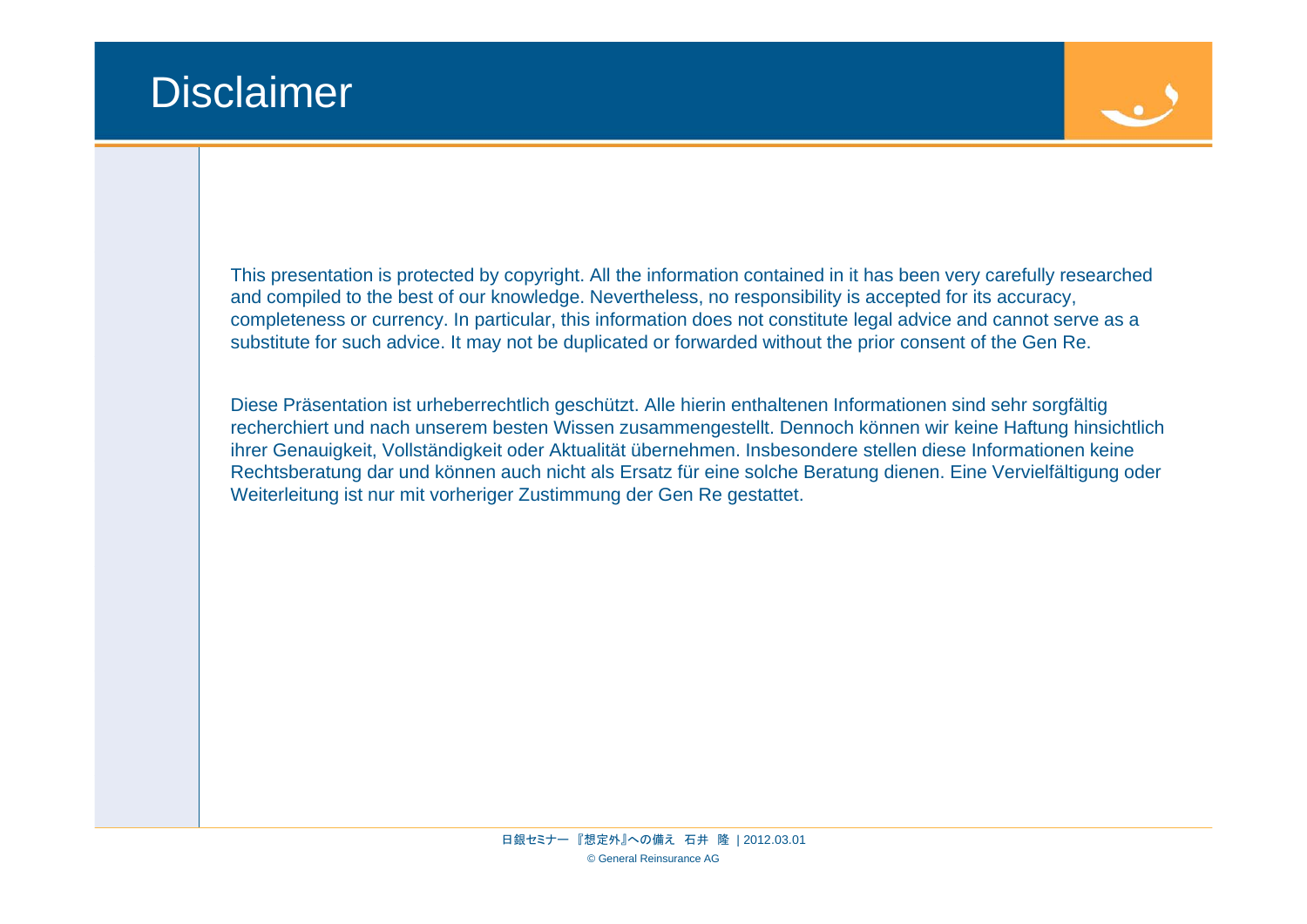# Disclaimer

This presentation is protected by copyright. All the information contained in it has been very carefully researched and compiled to the best of our knowledge. Nevertheless, no responsibility is accepted for its accuracy, completeness or currency. In particular, this information does not constitute legal advice and cannot serve as a substitute for such advice. It may not be duplicated or forwarded without the prior consent of the Gen Re.

Diese Präsentation ist urheberrechtlich geschützt. Alle hierin enthaltenen Informationen sind sehr sorgfältig recherchiert und nach unserem besten Wissen zusammengestellt. Dennoch können wir keine Haftung hinsichtlich ihrer Genauigkeit, Vollständigkeit oder Aktualität übernehmen. Insbesondere stellen diese Informationen keine Rechtsberatung dar und können auch nicht als Ersatz für eine solche Beratung dienen. Eine Vervielfältigung oder Weiterleitung ist nur mit vorheriger Zustimmung der Gen Re gestattet.